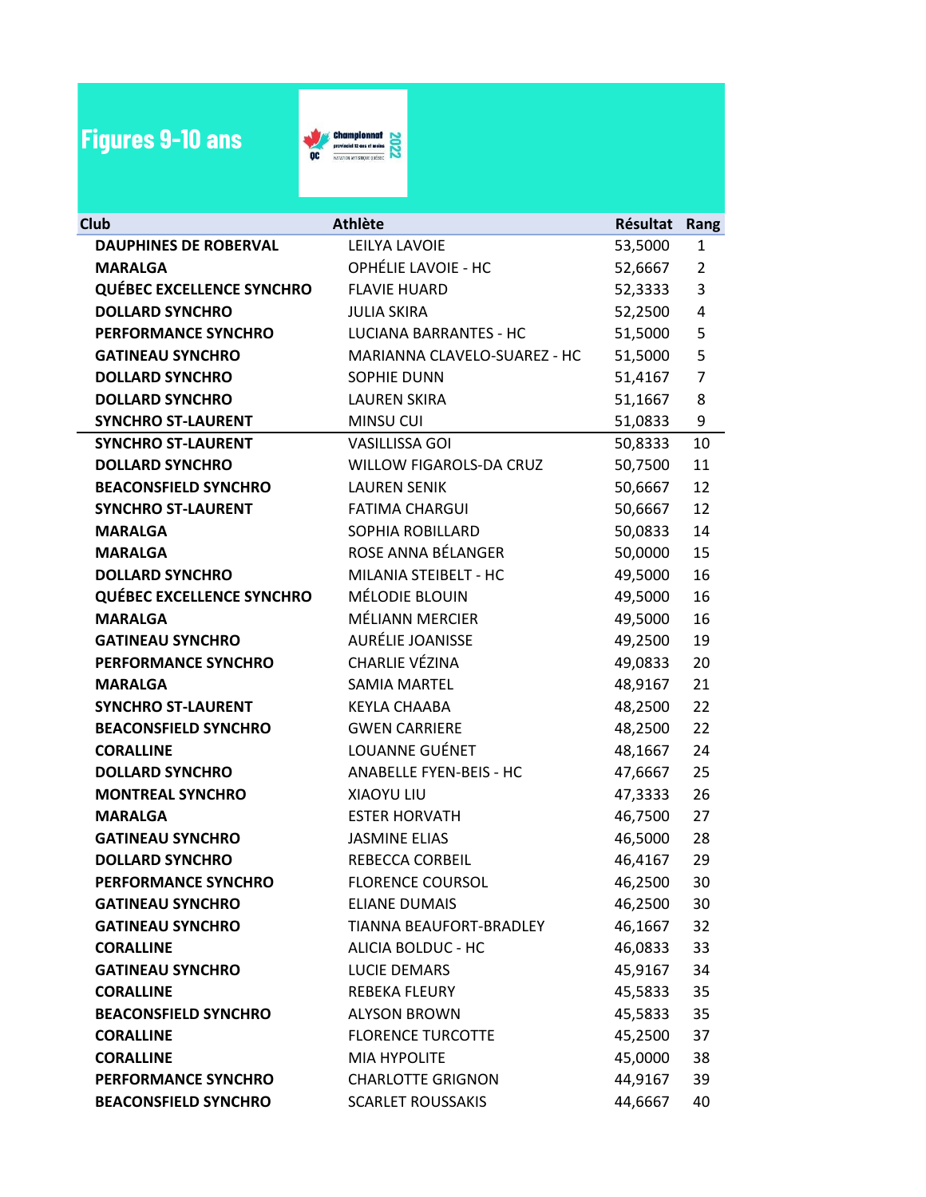# Figures 9-10 ans

| Club | Athlète | Résultat | Rang |
|---|---|---|---|
| DAUPHINES DE ROBERVAL | LEILYA LAVOIE | 53,5000 | 1 |
| MARALGA | OPHÉLIE LAVOIE - HC | 52,6667 | 2 |
| QUÉBEC EXCELLENCE SYNCHRO | FLAVIE HUARD | 52,3333 | 3 |
| DOLLARD SYNCHRO | JULIA SKIRA | 52,2500 | 4 |
| PERFORMANCE SYNCHRO | LUCIANA BARRANTES - HC | 51,5000 | 5 |
| GATINEAU SYNCHRO | MARIANNA CLAVELO-SUAREZ - HC | 51,5000 | 5 |
| DOLLARD SYNCHRO | SOPHIE DUNN | 51,4167 | 7 |
| DOLLARD SYNCHRO | LAUREN SKIRA | 51,1667 | 8 |
| SYNCHRO ST-LAURENT | MINSU CUI | 51,0833 | 9 |
| SYNCHRO ST-LAURENT | VASILLISSA GOI | 50,8333 | 10 |
| DOLLARD SYNCHRO | WILLOW FIGAROLS-DA CRUZ | 50,7500 | 11 |
| BEACONSFIELD SYNCHRO | LAUREN SENIK | 50,6667 | 12 |
| SYNCHRO ST-LAURENT | FATIMA CHARGUI | 50,6667 | 12 |
| MARALGA | SOPHIA ROBILLARD | 50,0833 | 14 |
| MARALGA | ROSE ANNA BÉLANGER | 50,0000 | 15 |
| DOLLARD SYNCHRO | MILANIA STEIBELT - HC | 49,5000 | 16 |
| QUÉBEC EXCELLENCE SYNCHRO | MÉLODIE BLOUIN | 49,5000 | 16 |
| MARALGA | MÉLIANN MERCIER | 49,5000 | 16 |
| GATINEAU SYNCHRO | AURÉLIE JOANISSE | 49,2500 | 19 |
| PERFORMANCE SYNCHRO | CHARLIE VÉZINA | 49,0833 | 20 |
| MARALGA | SAMIA MARTEL | 48,9167 | 21 |
| SYNCHRO ST-LAURENT | KEYLA CHAABA | 48,2500 | 22 |
| BEACONSFIELD SYNCHRO | GWEN CARRIERE | 48,2500 | 22 |
| CORALLINE | LOUANNE GUÉNET | 48,1667 | 24 |
| DOLLARD SYNCHRO | ANABELLE FYEN-BEIS - HC | 47,6667 | 25 |
| MONTREAL SYNCHRO | XIAOYU LIU | 47,3333 | 26 |
| MARALGA | ESTER HORVATH | 46,7500 | 27 |
| GATINEAU SYNCHRO | JASMINE ELIAS | 46,5000 | 28 |
| DOLLARD SYNCHRO | REBECCA CORBEIL | 46,4167 | 29 |
| PERFORMANCE SYNCHRO | FLORENCE COURSOL | 46,2500 | 30 |
| GATINEAU SYNCHRO | ELIANE DUMAIS | 46,2500 | 30 |
| GATINEAU SYNCHRO | TIANNA BEAUFORT-BRADLEY | 46,1667 | 32 |
| CORALLINE | ALICIA BOLDUC - HC | 46,0833 | 33 |
| GATINEAU SYNCHRO | LUCIE DEMARS | 45,9167 | 34 |
| CORALLINE | REBEKA FLEURY | 45,5833 | 35 |
| BEACONSFIELD SYNCHRO | ALYSON BROWN | 45,5833 | 35 |
| CORALLINE | FLORENCE TURCOTTE | 45,2500 | 37 |
| CORALLINE | MIA HYPOLITE | 45,0000 | 38 |
| PERFORMANCE SYNCHRO | CHARLOTTE GRIGNON | 44,9167 | 39 |
| BEACONSFIELD SYNCHRO | SCARLET ROUSSAKIS | 44,6667 | 40 |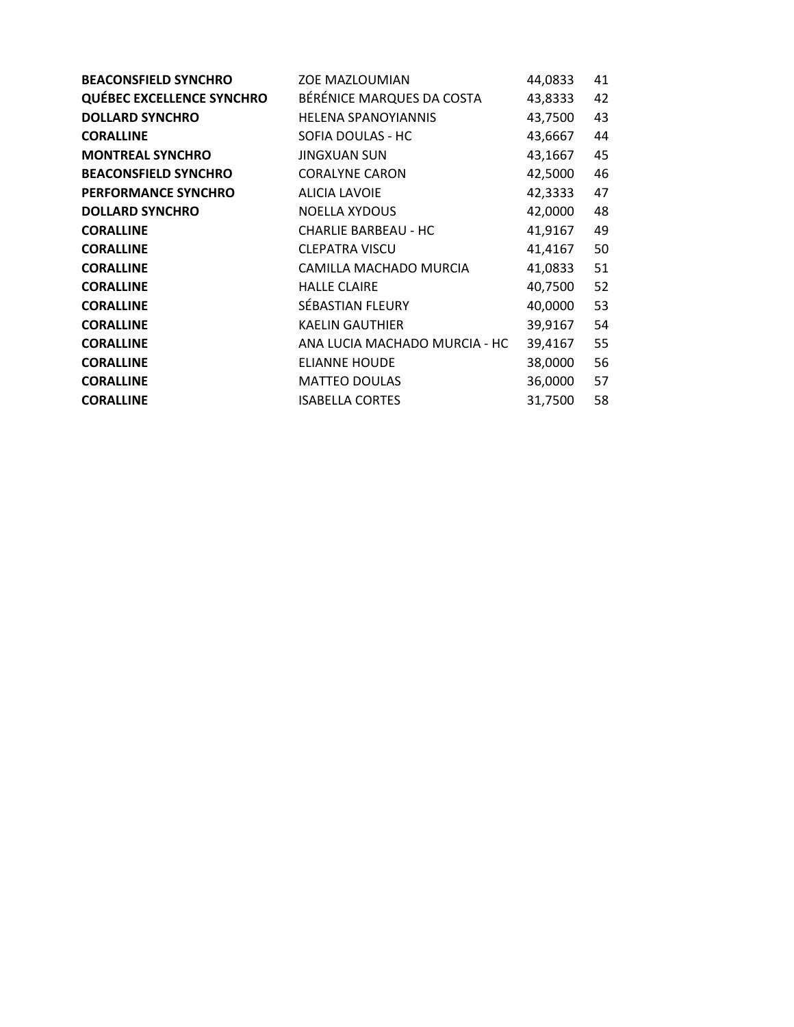| | | | |
|---|---|---|---|
| **BEACONSFIELD SYNCHRO** | ZOE MAZLOUMIAN | 44,0833 | 41 |
| **QUÉBEC EXCELLENCE SYNCHRO** | BÉRÉNICE MARQUES DA COSTA | 43,8333 | 42 |
| **DOLLARD SYNCHRO** | HELENA SPANOYIANNIS | 43,7500 | 43 |
| **CORALLINE** | SOFIA DOULAS - HC | 43,6667 | 44 |
| **MONTREAL SYNCHRO** | JINGXUAN SUN | 43,1667 | 45 |
| **BEACONSFIELD SYNCHRO** | CORALYNE CARON | 42,5000 | 46 |
| **PERFORMANCE SYNCHRO** | ALICIA LAVOIE | 42,3333 | 47 |
| **DOLLARD SYNCHRO** | NOELLA XYDOUS | 42,0000 | 48 |
| **CORALLINE** | CHARLIE BARBEAU - HC | 41,9167 | 49 |
| **CORALLINE** | CLEPATRA VISCU | 41,4167 | 50 |
| **CORALLINE** | CAMILLA MACHADO MURCIA | 41,0833 | 51 |
| **CORALLINE** | HALLE CLAIRE | 40,7500 | 52 |
| **CORALLINE** | SÉBASTIAN FLEURY | 40,0000 | 53 |
| **CORALLINE** | KAELIN GAUTHIER | 39,9167 | 54 |
| **CORALLINE** | ANA LUCIA MACHADO MURCIA - HC | 39,4167 | 55 |
| **CORALLINE** | ELIANNE HOUDE | 38,0000 | 56 |
| **CORALLINE** | MATTEO DOULAS | 36,0000 | 57 |
| **CORALLINE** | ISABELLA CORTES | 31,7500 | 58 |